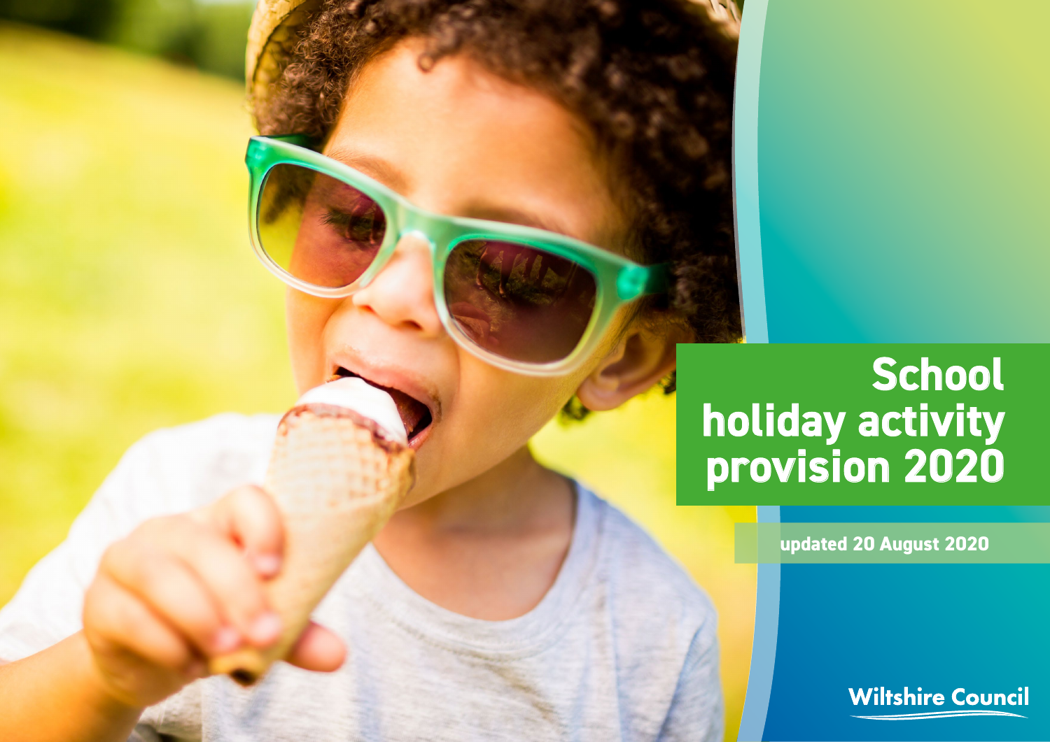# School holiday activity provision 2020

updated 20 August 2020

Wiltshire Council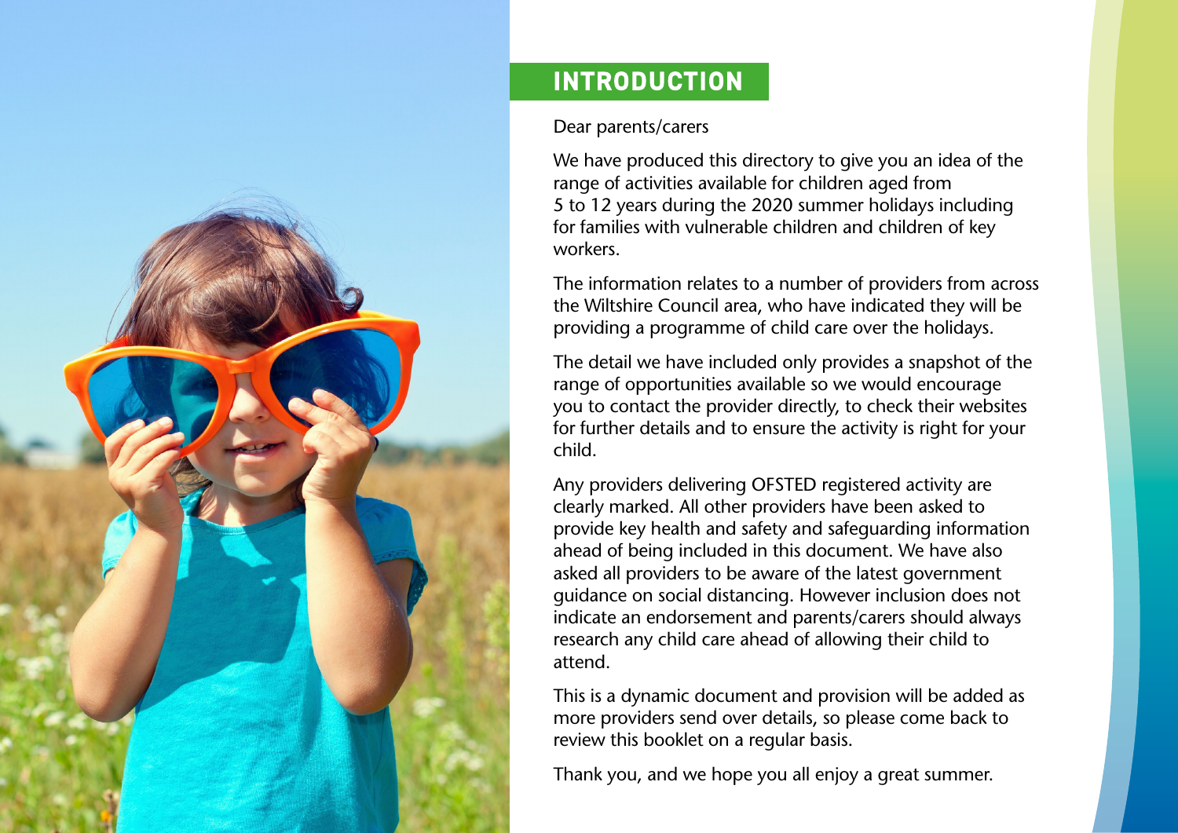## INTRODUCTION

Dear parents/carers

We have produced this directory to give you an idea of the range of activities available for children aged from 5 to 12 years during the 2020 summer holidays including for families with vulnerable children and children of key workers.

The information relates to a number of providers from across the Wiltshire Council area, who have indicated they will be providing a programme of child care over the holidays.

The detail we have included only provides a snapshot of the range of opportunities available so we would encourage you to contact the provider directly, to check their websites for further details and to ensure the activity is right for your child.

Any providers delivering OFSTED registered activity are clearly marked. All other providers have been asked to provide key health and safety and safeguarding information ahead of being included in this document. We have also asked all providers to be aware of the latest government guidance on social distancing. However inclusion does not indicate an endorsement and parents/carers should always research any child care ahead of allowing their child to attend.

This is a dynamic document and provision will be added as more providers send over details, so please come back to review this booklet on a regular basis.

Thank you, and we hope you all enjoy a great summer.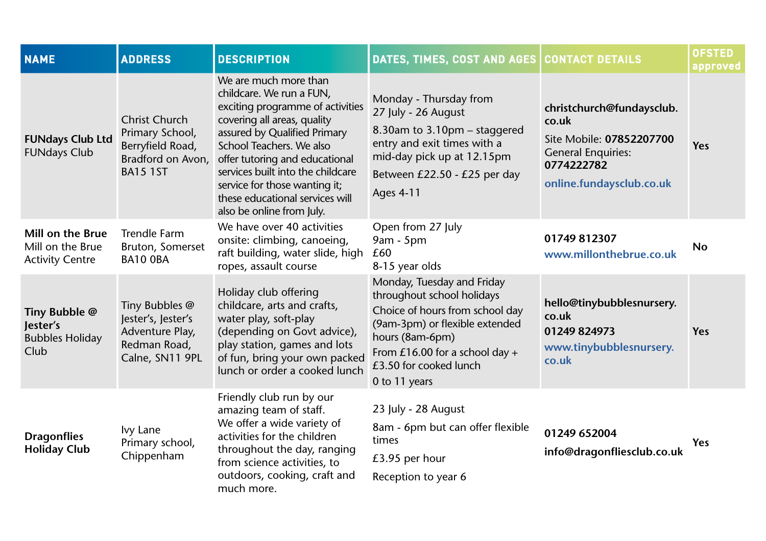| NAME | ADDRESS | DESCRIPTION | DATES, TIMES, COST AND AGES | CONTACT DETAILS | OFSTED approved |
|---|---|---|---|---|---|
| **FUNdays Club Ltd** FUNdays Club | Christ Church Primary School, Berryfield Road, Bradford on Avon, BA15 1ST | We are much more than childcare. We run a FUN, exciting programme of activities covering all areas, quality assured by Qualified Primary School Teachers. We also offer tutoring and educational services built into the childcare service for those wanting it; these educational services will also be online from July. | Monday - Thursday from 27 July - 26 August<br>8.30am to 3.10pm – staggered entry and exit times with a mid-day pick up at 12.15pm<br>Between £22.50 - £25 per day<br>Ages 4-11 | **christchurch@fundaysclub.co.uk**<br>Site Mobile: **07852207700**<br>General Enquiries: **0774222782**<br>**online.fundaysclub.co.uk** | **Yes** |
| **Mill on the Brue** Mill on the Brue Activity Centre | Trendle Farm Bruton, Somerset BA10 0BA | We have over 40 activities onsite: climbing, canoeing, raft building, water slide, high ropes, assault course | Open from 27 July<br>9am - 5pm<br>£60<br>8-15 year olds | **01749 812307**<br>**www.millonthebrue.co.uk** | **No** |
| **Tiny Bubble @ Jester's** Bubbles Holiday Club | Tiny Bubbles @ Jester's, Jester's Adventure Play, Redman Road, Calne, SN11 9PL | Holiday club offering childcare, arts and crafts, water play, soft-play (depending on Govt advice), play station, games and lots of fun, bring your own packed lunch or order a cooked lunch | Monday, Tuesday and Friday throughout school holidays<br>Choice of hours from school day (9am-3pm) or flexible extended hours (8am-6pm)<br>From £16.00 for a school day + £3.50 for cooked lunch<br>0 to 11 years | **hello@tinybubblesnursery.co.uk**<br>**01249 824973**<br>**www.tinybubblesnursery.co.uk** | **Yes** |
| **Dragonflies Holiday Club** | Ivy Lane Primary school, Chippenham | Friendly club run by our amazing team of staff. We offer a wide variety of activities for the children throughout the day, ranging from science activities, to outdoors, cooking, craft and much more. | 23 July - 28 August<br>8am - 6pm but can offer flexible times<br>£3.95 per hour<br>Reception to year 6 | **01249 652004**<br>**info@dragonfliesclub.co.uk** | **Yes** |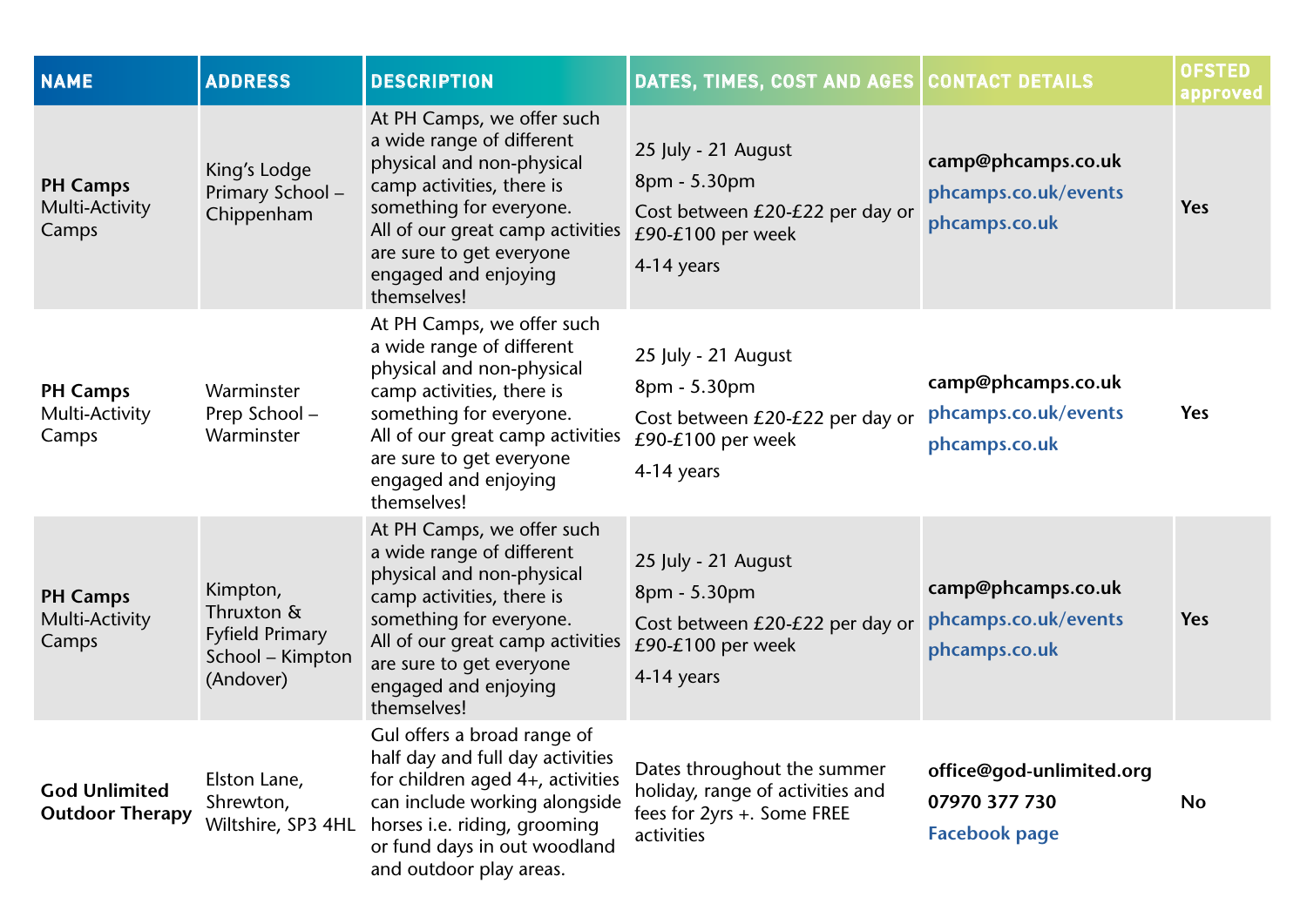| NAME | ADDRESS | DESCRIPTION | DATES, TIMES, COST AND AGES | CONTACT DETAILS | OFSTED approved |
| --- | --- | --- | --- | --- | --- |
| **PH Camps** Multi-Activity Camps | King's Lodge Primary School – Chippenham | At PH Camps, we offer such a wide range of different physical and non-physical camp activities, there is something for everyone. All of our great camp activities are sure to get everyone engaged and enjoying themselves! | 25 July - 21 August<br>8pm - 5.30pm<br>Cost between £20-£22 per day or £90-£100 per week<br>4-14 years | **camp@phcamps.co.uk**<br>**phcamps.co.uk/events**<br>**phcamps.co.uk** | **Yes** |
| **PH Camps** Multi-Activity Camps | Warminster Prep School – Warminster | At PH Camps, we offer such a wide range of different physical and non-physical camp activities, there is something for everyone. All of our great camp activities are sure to get everyone engaged and enjoying themselves! | 25 July - 21 August<br>8pm - 5.30pm<br>Cost between £20-£22 per day or £90-£100 per week<br>4-14 years | **camp@phcamps.co.uk**<br>**phcamps.co.uk/events**<br>**phcamps.co.uk** | **Yes** |
| **PH Camps** Multi-Activity Camps | Kimpton, Thruxton & Fyfield Primary School – Kimpton (Andover) | At PH Camps, we offer such a wide range of different physical and non-physical camp activities, there is something for everyone. All of our great camp activities are sure to get everyone engaged and enjoying themselves! | 25 July - 21 August<br>8pm - 5.30pm<br>Cost between £20-£22 per day or £90-£100 per week<br>4-14 years | **camp@phcamps.co.uk**<br>**phcamps.co.uk/events**<br>**phcamps.co.uk** | **Yes** |
| **God Unlimited Outdoor Therapy** | Elston Lane, Shrewton, Wiltshire, SP3 4HL | Gul offers a broad range of half day and full day activities for children aged 4+, activities can include working alongside horses i.e. riding, grooming or fund days in out woodland and outdoor play areas. | Dates throughout the summer holiday, range of activities and fees for 2yrs +. Some FREE activities | **office@god-unlimited.org**<br>**07970 377 730**<br>**Facebook page** | **No** |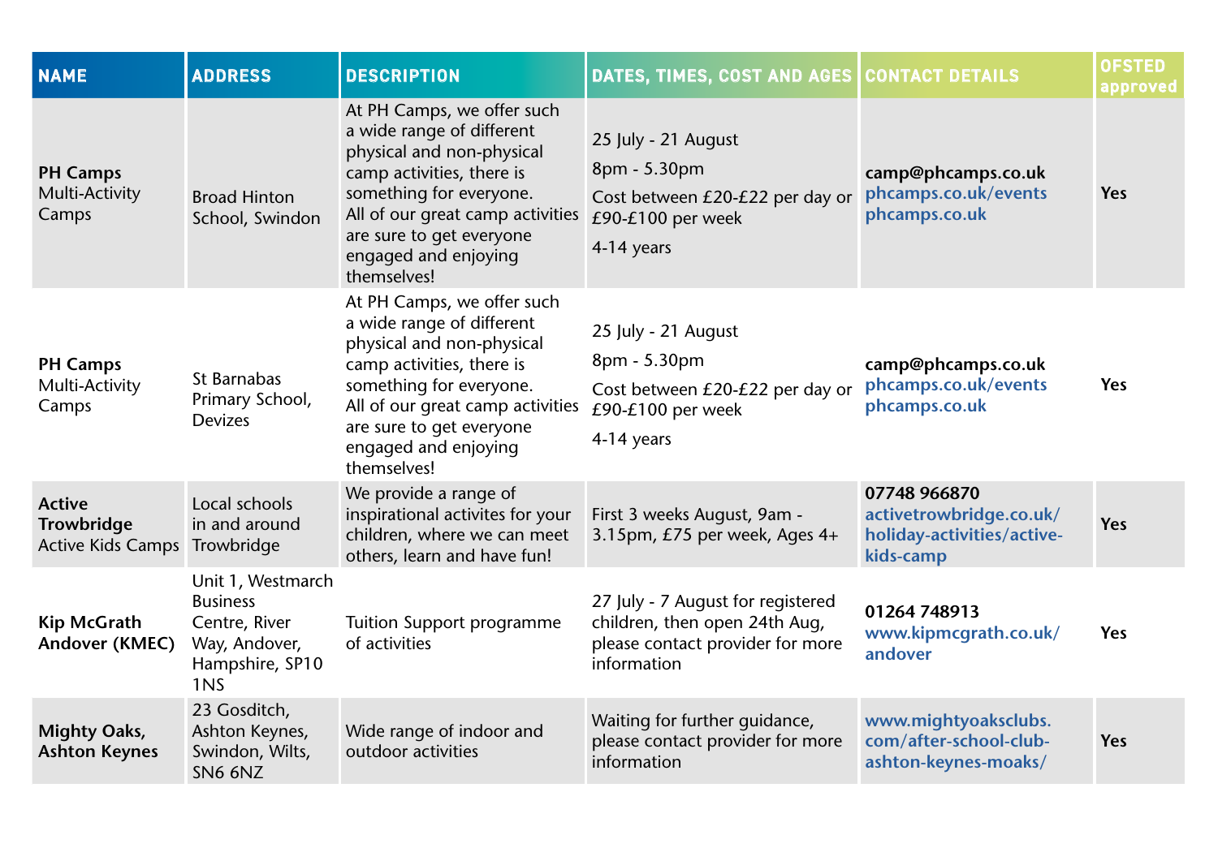| NAME | ADDRESS | DESCRIPTION | DATES, TIMES, COST AND AGES | CONTACT DETAILS | OFSTED approved |
|---|---|---|---|---|---|
| **PH Camps** Multi-Activity Camps | Broad Hinton School, Swindon | At PH Camps, we offer such a wide range of different physical and non-physical camp activities, there is something for everyone. All of our great camp activities are sure to get everyone engaged and enjoying themselves! | 25 July - 21 August<br>8pm - 5.30pm<br>Cost between £20-£22 per day or £90-£100 per week<br>4-14 years | **camp@phcamps.co.uk**<br>**phcamps.co.uk/events**<br>**phcamps.co.uk** | **Yes** |
| **PH Camps** Multi-Activity Camps | St Barnabas Primary School, Devizes | At PH Camps, we offer such a wide range of different physical and non-physical camp activities, there is something for everyone. All of our great camp activities are sure to get everyone engaged and enjoying themselves! | 25 July - 21 August<br>8pm - 5.30pm<br>Cost between £20-£22 per day or £90-£100 per week<br>4-14 years | **camp@phcamps.co.uk**<br>**phcamps.co.uk/events**<br>**phcamps.co.uk** | **Yes** |
| **Active Trowbridge** Active Kids Camps | Local schools in and around Trowbridge | We provide a range of inspirational activites for your children, where we can meet others, learn and have fun! | First 3 weeks August, 9am - 3.15pm, £75 per week, Ages 4+ | **07748 966870**<br>**activetrowbridge.co.uk/holiday-activities/active-kids-camp** | **Yes** |
| **Kip McGrath Andover (KMEC)** | Unit 1, Westmarch Business Centre, River Way, Andover, Hampshire, SP10 1NS | Tuition Support programme of activities | 27 July - 7 August for registered children, then open 24th Aug, please contact provider for more information | **01264 748913**<br>**www.kipmcgrath.co.uk/andover** | **Yes** |
| **Mighty Oaks, Ashton Keynes** | 23 Gosditch, Ashton Keynes, Swindon, Wilts, SN6 6NZ | Wide range of indoor and outdoor activities | Waiting for further guidance, please contact provider for more information | **www.mightyoaksclubs.com/after-school-club-ashton-keynes-moaks/** | **Yes** |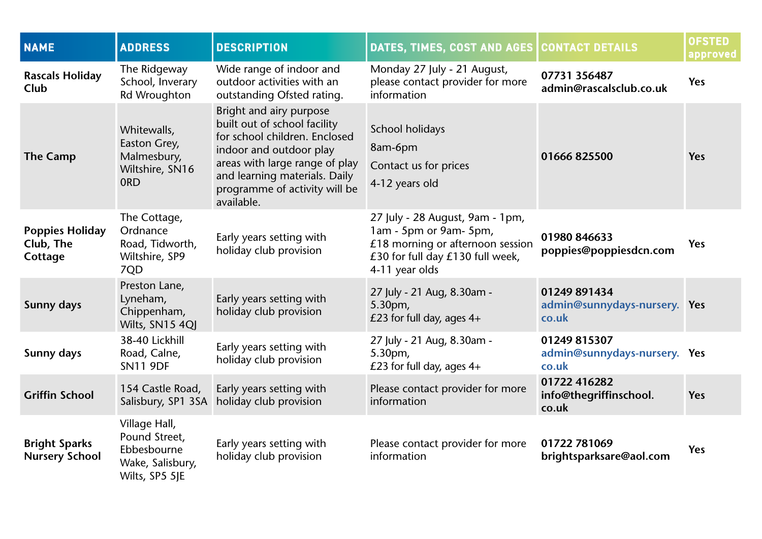| NAME | ADDRESS | DESCRIPTION | DATES, TIMES, COST AND AGES | CONTACT DETAILS | OFSTED approved |
|---|---|---|---|---|---|
| **Rascals Holiday Club** | The Ridgeway School, Inverary Rd Wroughton | Wide range of indoor and outdoor activities with an outstanding Ofsted rating. | Monday 27 July - 21 August, please contact provider for more information | **07731 356487** **admin@rascalsclub.co.uk** | **Yes** |
| **The Camp** | Whitewalls, Easton Grey, Malmesbury, Wiltshire, SN16 0RD | Bright and airy purpose built out of school facility for school children. Enclosed indoor and outdoor play areas with large range of play and learning materials. Daily programme of activity will be available. | School holidays<br>8am-6pm<br>Contact us for prices<br>4-12 years old | **01666 825500** | **Yes** |
| **Poppies Holiday Club, The Cottage** | The Cottage, Ordnance Road, Tidworth, Wiltshire, SP9 7QD | Early years setting with holiday club provision | 27 July - 28 August, 9am - 1pm, 1am - 5pm or 9am- 5pm, £18 morning or afternoon session £30 for full day £130 full week, 4-11 year olds | **01980 846633** **poppies@poppiesdcn.com** | **Yes** |
| **Sunny days** | Preston Lane, Lyneham, Chippenham, Wilts, SN15 4QJ | Early years setting with holiday club provision | 27 July - 21 Aug, 8.30am - 5.30pm, £23 for full day, ages 4+ | **01249 891434** **admin@sunnydays-nursery.co.uk** | **Yes** |
| **Sunny days** | 38-40 Lickhill Road, Calne, SN11 9DF | Early years setting with holiday club provision | 27 July - 21 Aug, 8.30am - 5.30pm, £23 for full day, ages 4+ | **01249 815307** **admin@sunnydays-nursery.co.uk** | **Yes** |
| **Griffin School** | 154 Castle Road, Salisbury, SP1 3SA | Early years setting with holiday club provision | Please contact provider for more information | **01722 416282** **info@thegriffinschool.co.uk** | **Yes** |
| **Bright Sparks Nursery School** | Village Hall, Pound Street, Ebbesbourne Wake, Salisbury, Wilts, SP5 5JE | Early years setting with holiday club provision | Please contact provider for more information | **01722 781069** **brightsparksare@aol.com** | **Yes** |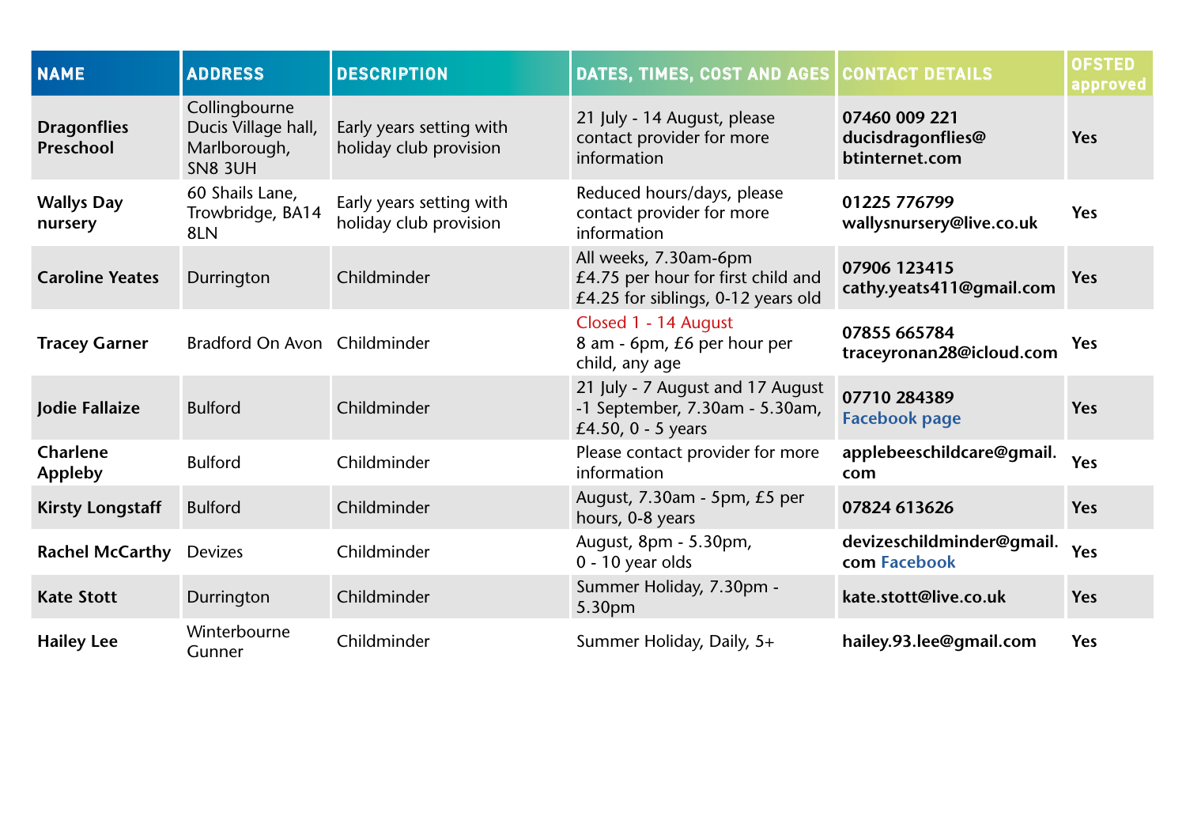| NAME | ADDRESS | DESCRIPTION | DATES, TIMES, COST AND AGES | CONTACT DETAILS | OFSTED approved |
|---|---|---|---|---|---|
| **Dragonflies Preschool** | Collingbourne Ducis Village hall, Marlborough, SN8 3UH | Early years setting with holiday club provision | 21 July - 14 August, please contact provider for more information | **07460 009 221 ducisdragonflies@ btinternet.com** | **Yes** |
| **Wallys Day nursery** | 60 Shails Lane, Trowbridge, BA14 8LN | Early years setting with holiday club provision | Reduced hours/days, please contact provider for more information | **01225 776799 wallysnursery@live.co.uk** | **Yes** |
| **Caroline Yeates** | Durrington | Childminder | All weeks, 7.30am-6pm £4.75 per hour for first child and £4.25 for siblings, 0-12 years old | **07906 123415 cathy.yeats411@gmail.com** | **Yes** |
| **Tracey Garner** | Bradford On Avon | Childminder | Closed 1 - 14 August 8 am - 6pm, £6 per hour per child, any age | **07855 665784 traceyronan28@icloud.com** | **Yes** |
| **Jodie Fallaize** | Bulford | Childminder | 21 July - 7 August and 17 August -1 September, 7.30am - 5.30am, £4.50, 0 - 5 years | **07710 284389 Facebook page** | **Yes** |
| **Charlene Appleby** | Bulford | Childminder | Please contact provider for more information | **applebeeschildcare@gmail. com** | **Yes** |
| **Kirsty Longstaff** | Bulford | Childminder | August, 7.30am - 5pm, £5 per hours, 0-8 years | **07824 613626** | **Yes** |
| **Rachel McCarthy** | Devizes | Childminder | August, 8pm - 5.30pm, 0 - 10 year olds | **devizeschildminder@gmail. com Facebook** | **Yes** |
| **Kate Stott** | Durrington | Childminder | Summer Holiday, 7.30pm - 5.30pm | **kate.stott@live.co.uk** | **Yes** |
| **Hailey Lee** | Winterbourne Gunner | Childminder | Summer Holiday, Daily, 5+ | **hailey.93.lee@gmail.com** | **Yes** |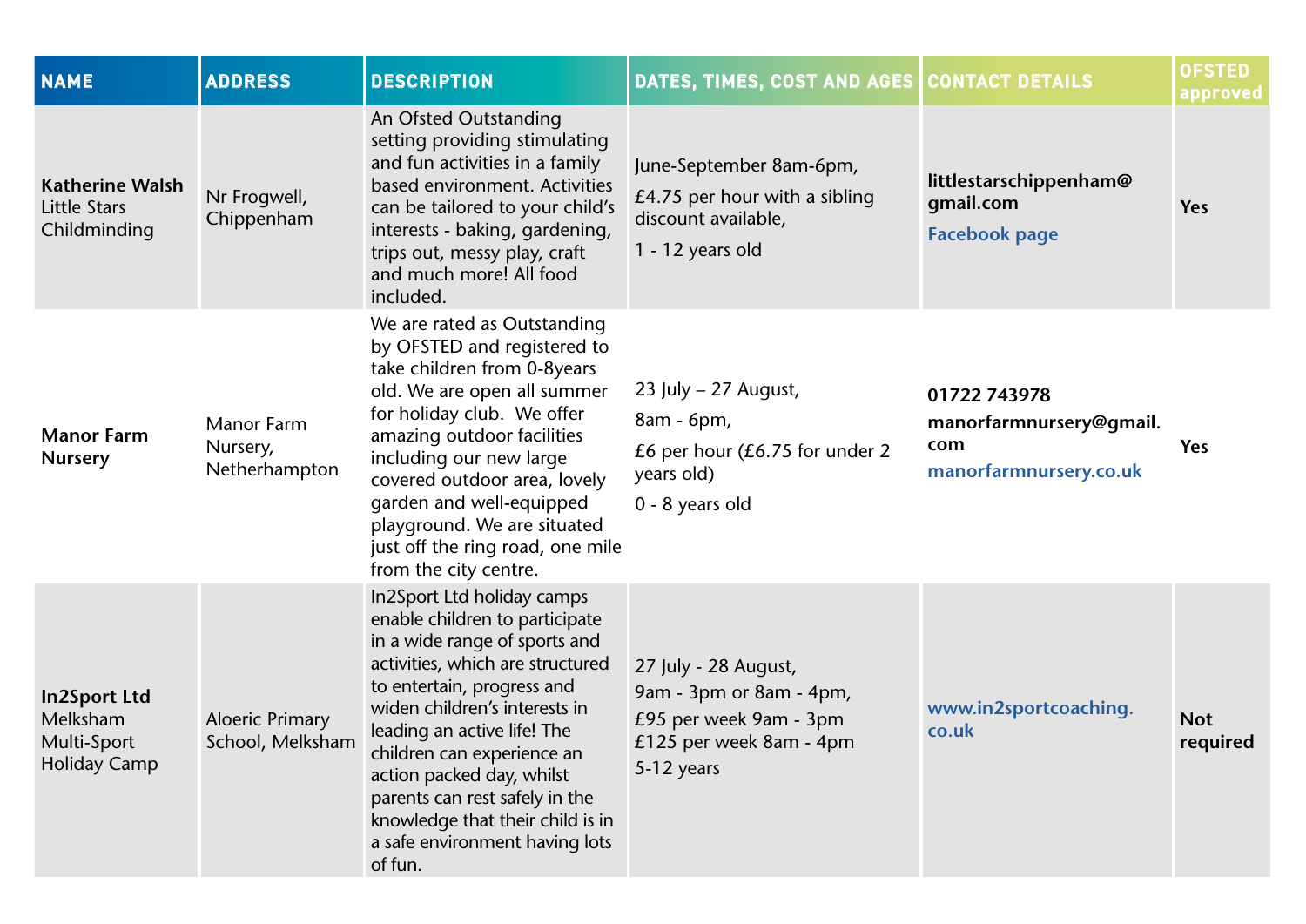| NAME | ADDRESS | DESCRIPTION | DATES, TIMES, COST AND AGES | CONTACT DETAILS | OFSTED approved |
|---|---|---|---|---|---|
| **Katherine Walsh** Little Stars Childminding | Nr Frogwell, Chippenham | An Ofsted Outstanding setting providing stimulating and fun activities in a family based environment. Activities can be tailored to your child's interests - baking, gardening, trips out, messy play, craft and much more! All food included. | June-September 8am-6pm, £4.75 per hour with a sibling discount available, 1 - 12 years old | **littlestarschippenham@gmail.com** **Facebook page** | **Yes** |
| **Manor Farm Nursery** | Manor Farm Nursery, Netherhampton | We are rated as Outstanding by OFSTED and registered to take children from 0-8years old. We are open all summer for holiday club. We offer amazing outdoor facilities including our new large covered outdoor area, lovely garden and well-equipped playground. We are situated just off the ring road, one mile from the city centre. | 23 July – 27 August, 8am - 6pm, £6 per hour (£6.75 for under 2 years old) 0 - 8 years old | **01722 743978** **manorfarmnursery@gmail.com** **manorfarmnursery.co.uk** | **Yes** |
| **In2Sport Ltd** Melksham Multi-Sport Holiday Camp | Aloeric Primary School, Melksham | In2Sport Ltd holiday camps enable children to participate in a wide range of sports and activities, which are structured to entertain, progress and widen children's interests in leading an active life! The children can experience an action packed day, whilst parents can rest safely in the knowledge that their child is in a safe environment having lots of fun. | 27 July - 28 August, 9am - 3pm or 8am - 4pm, £95 per week 9am - 3pm £125 per week 8am - 4pm 5-12 years | **www.in2sportcoaching.co.uk** | **Not required** |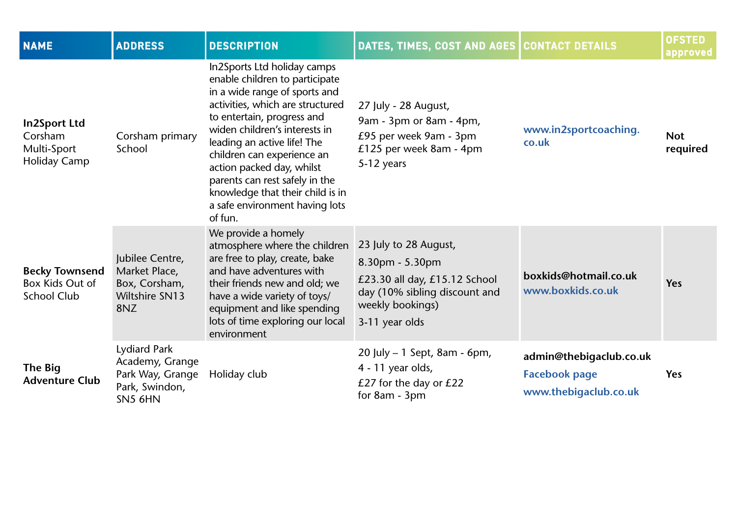| NAME | ADDRESS | DESCRIPTION | DATES, TIMES, COST AND AGES | CONTACT DETAILS | OFSTED approved |
|---|---|---|---|---|---|
| **In2Sport Ltd** Corsham Multi-Sport Holiday Camp | Corsham primary School | In2Sports Ltd holiday camps enable children to participate in a wide range of sports and activities, which are structured to entertain, progress and widen children's interests in leading an active life! The children can experience an action packed day, whilst parents can rest safely in the knowledge that their child is in a safe environment having lots of fun. | 27 July - 28 August, 9am - 3pm or 8am - 4pm, £95 per week 9am - 3pm £125 per week 8am - 4pm 5-12 years | www.in2sportcoaching.co.uk | **Not required** |
| **Becky Townsend** Box Kids Out of School Club | Jubilee Centre, Market Place, Box, Corsham, Wiltshire SN13 8NZ | We provide a homely atmosphere where the children are free to play, create, bake and have adventures with their friends new and old; we have a wide variety of toys/ equipment and like spending lots of time exploring our local environment | 23 July to 28 August, 8.30pm - 5.30pm £23.30 all day, £15.12 School day (10% sibling discount and weekly bookings) 3-11 year olds | **boxkids@hotmail.co.uk** www.boxkids.co.uk | **Yes** |
| **The Big Adventure Club** | Lydiard Park Academy, Grange Park Way, Grange Park, Swindon, SN5 6HN | Holiday club | 20 July – 1 Sept, 8am - 6pm, 4 - 11 year olds, £27 for the day or £22 for 8am - 3pm | **admin@thebigaclub.co.uk** Facebook page www.thebigaclub.co.uk | **Yes** |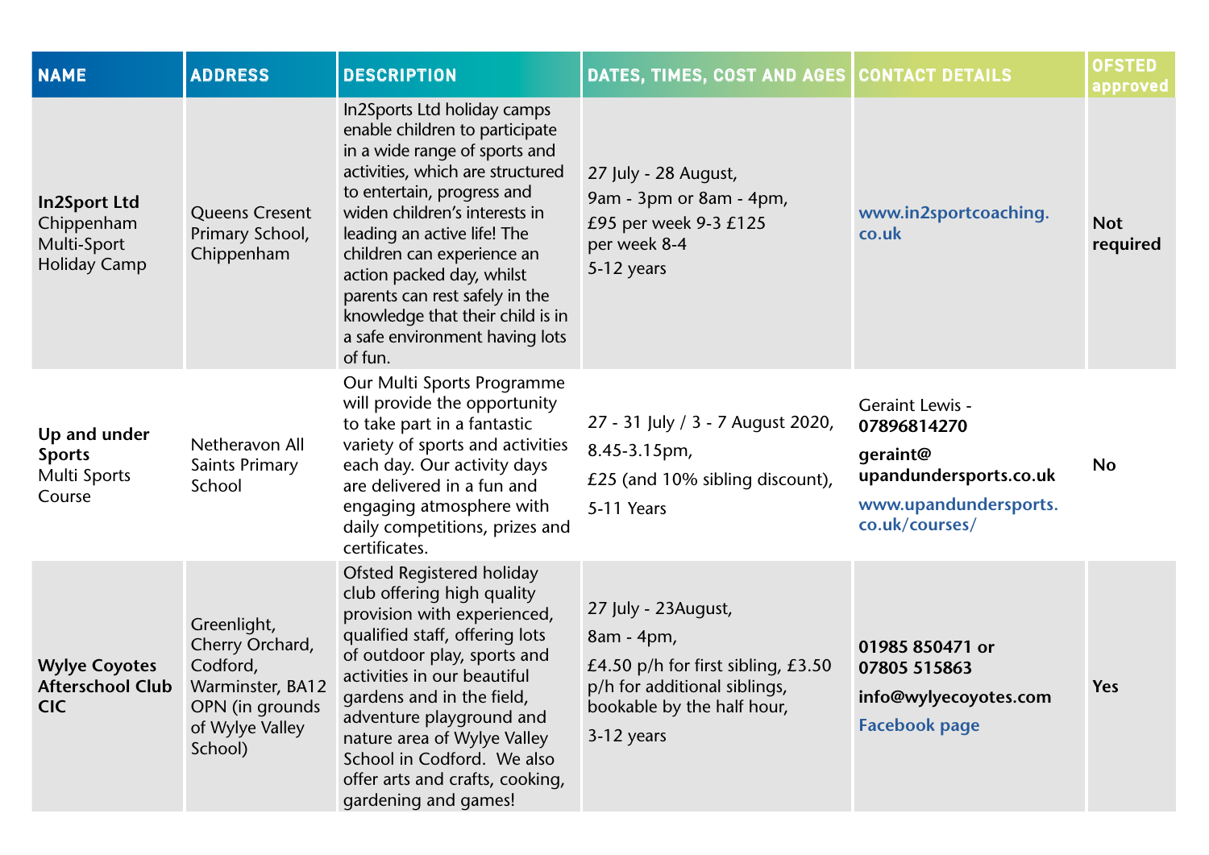| NAME | ADDRESS | DESCRIPTION | DATES, TIMES, COST AND AGES | CONTACT DETAILS | OFSTED approved |
|---|---|---|---|---|---|
| **In2Sport Ltd** Chippenham Multi-Sport Holiday Camp | Queens Cresent Primary School, Chippenham | In2Sports Ltd holiday camps enable children to participate in a wide range of sports and activities, which are structured to entertain, progress and widen children's interests in leading an active life! The children can experience an action packed day, whilst parents can rest safely in the knowledge that their child is in a safe environment having lots of fun. | 27 July - 28 August, 9am - 3pm or 8am - 4pm, £95 per week 9-3 £125 per week 8-4 5-12 years | www.in2sportcoaching.co.uk | **Not required** |
| **Up and under Sports** Multi Sports Course | Netheravon All Saints Primary School | Our Multi Sports Programme will provide the opportunity to take part in a fantastic variety of sports and activities each day. Our activity days are delivered in a fun and engaging atmosphere with daily competitions, prizes and certificates. | 27 - 31 July / 3 - 7 August 2020, 8.45-3.15pm, £25 (and 10% sibling discount), 5-11 Years | Geraint Lewis - **07896814270** **geraint@upandundersports.co.uk** www.upandundersports.co.uk/courses/ | **No** |
| **Wylye Coyotes Afterschool Club CIC** | Greenlight, Cherry Orchard, Codford, Warminster, BA12 OPN (in grounds of Wylye Valley School) | Ofsted Registered holiday club offering high quality provision with experienced, qualified staff, offering lots of outdoor play, sports and activities in our beautiful gardens and in the field, adventure playground and nature area of Wylye Valley School in Codford. We also offer arts and crafts, cooking, gardening and games! | 27 July - 23August, 8am - 4pm, £4.50 p/h for first sibling, £3.50 p/h for additional siblings, bookable by the half hour, 3-12 years | **01985 850471 or 07805 515863** **info@wylyecoyotes.com** Facebook page | **Yes** |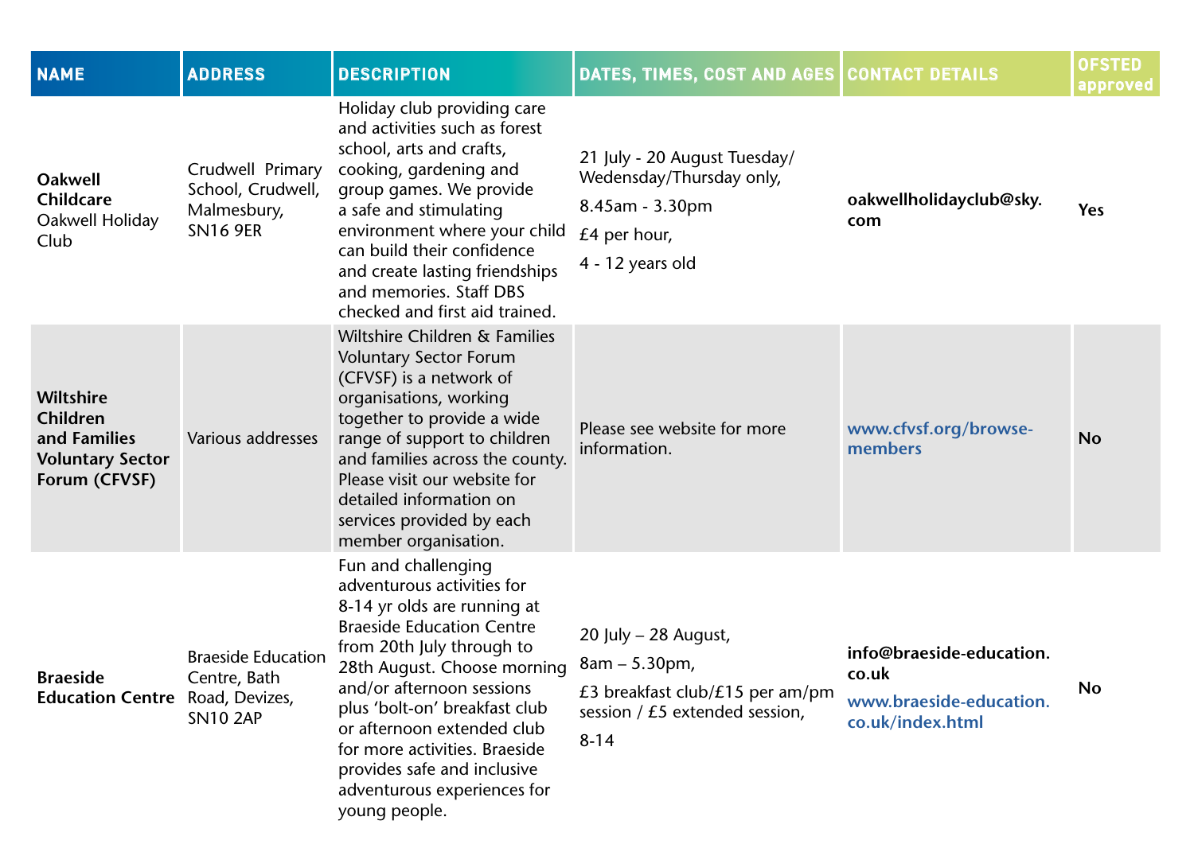| NAME | ADDRESS | DESCRIPTION | DATES, TIMES, COST AND AGES | CONTACT DETAILS | OFSTED approved |
|---|---|---|---|---|---|
| **Oakwell Childcare** Oakwell Holiday Club | Crudwell Primary School, Crudwell, Malmesbury, SN16 9ER | Holiday club providing care and activities such as forest school, arts and crafts, cooking, gardening and group games. We provide a safe and stimulating environment where your child can build their confidence and create lasting friendships and memories. Staff DBS checked and first aid trained. | 21 July - 20 August Tuesday/ Wedensday/Thursday only, 8.45am - 3.30pm £4 per hour, 4 - 12 years old | **oakwellholidayclub@sky.com** | **Yes** |
| **Wiltshire Children and Families Voluntary Sector Forum (CFVSF)** | Various addresses | Wiltshire Children & Families Voluntary Sector Forum (CFVSF) is a network of organisations, working together to provide a wide range of support to children and families across the county. Please visit our website for detailed information on services provided by each member organisation. | Please see website for more information. | **www.cfvsf.org/browse-members** | **No** |
| **Braeside Education Centre** | Braeside Education Centre, Bath Road, Devizes, SN10 2AP | Fun and challenging adventurous activities for 8-14 yr olds are running at Braeside Education Centre from 20th July through to 28th August. Choose morning and/or afternoon sessions plus 'bolt-on' breakfast club or afternoon extended club for more activities. Braeside provides safe and inclusive adventurous experiences for young people. | 20 July – 28 August, 8am – 5.30pm, £3 breakfast club/£15 per am/pm session / £5 extended session, 8-14 | **info@braeside-education.co.uk** **www.braeside-education.co.uk/index.html** | **No** |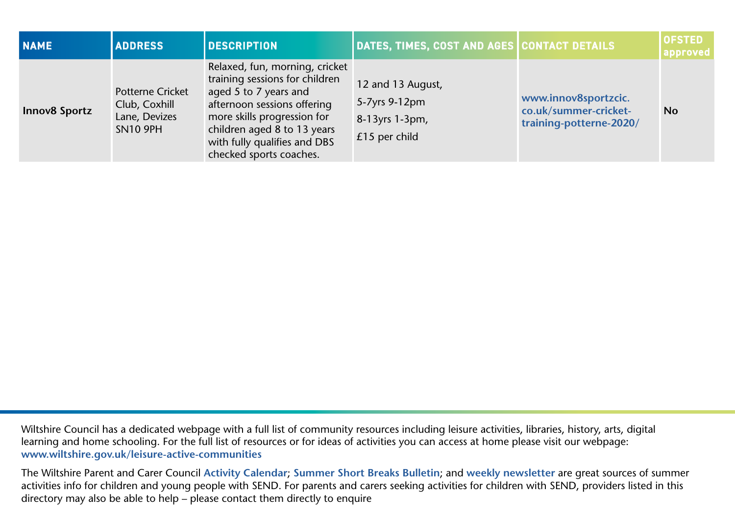| NAME | ADDRESS | DESCRIPTION | DATES, TIMES, COST AND AGES | CONTACT DETAILS | OFSTED approved |
| --- | --- | --- | --- | --- | --- |
| **Innov8 Sportz** | Potterne Cricket Club, Coxhill Lane, Devizes SN10 9PH | Relaxed, fun, morning, cricket training sessions for children aged 5 to 7 years and afternoon sessions offering more skills progression for children aged 8 to 13 years with fully qualifies and DBS checked sports coaches. | 12 and 13 August, 5-7yrs 9-12pm 8-13yrs 1-3pm, £15 per child | **www.innov8sportzcic.co.uk/summer-cricket-training-potterne-2020/** | **No** |

Wiltshire Council has a dedicated webpage with a full list of community resources including leisure activities, libraries, history, arts, digital learning and home schooling. For the full list of resources or for ideas of activities you can access at home please visit our webpage: **www.wiltshire.gov.uk/leisure-active-communities**

The Wiltshire Parent and Carer Council **Activity Calendar**; **Summer Short Breaks Bulletin**; and **weekly newsletter** are great sources of summer activities info for children and young people with SEND. For parents and carers seeking activities for children with SEND, providers listed in this directory may also be able to help – please contact them directly to enquire